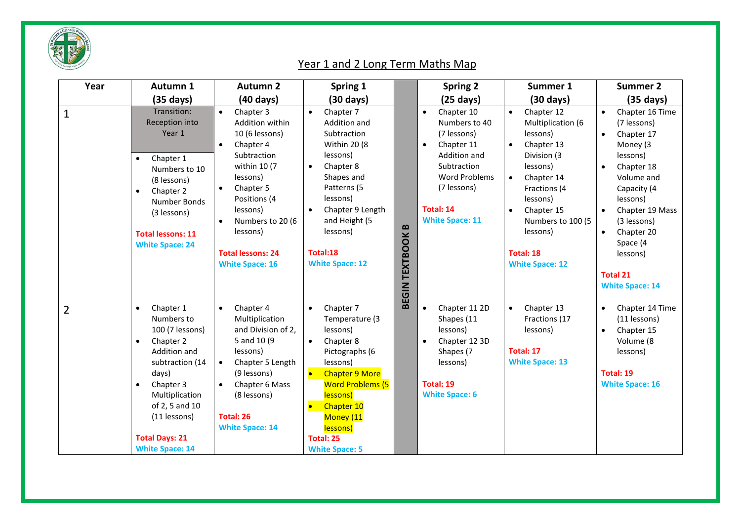# Year 1 and 2 Long Term Maths Map

| Year | Autumn 1 (35 days) | Autumn 2 (40 days) | Spring 1 (30 days) | | Spring 2 (25 days) | Summer 1 (30 days) | Summer 2 (35 days) |
|---|---|---|---|---|---|---|---|
| 1 | Transition: Reception into Year 1<br>• Chapter 1 Numbers to 10 (8 lessons)<br>• Chapter 2 Number Bonds (3 lessons)<br>**Total lessons: 11**<br>**White Space: 24** | • Chapter 3 Addition within 10 (6 lessons)<br>• Chapter 4 Subtraction within 10 (7 lessons)<br>• Chapter 5 Positions (4 lessons)<br>• Numbers to 20 (6 lessons)<br>**Total lessons: 24**<br>**White Space: 16** | • Chapter 7 Addition and Subtraction Within 20 (8 lessons)<br>• Chapter 8 Shapes and Patterns (5 lessons)<br>• Chapter 9 Length and Height (5 lessons)<br>**Total:18**<br>**White Space: 12** | **BEGIN TEXTBOOK B** | • Chapter 10 Numbers to 40 (7 lessons)<br>• Chapter 11 Addition and Subtraction Word Problems (7 lessons)<br>**Total: 14**<br>**White Space: 11** | • Chapter 12 Multiplication (6 lessons)<br>• Chapter 13 Division (3 lessons)<br>• Chapter 14 Fractions (4 lessons)<br>• Chapter 15 Numbers to 100 (5 lessons)<br>**Total: 18**<br>**White Space: 12** | • Chapter 16 Time (7 lessons)<br>• Chapter 17 Money (3 lessons)<br>• Chapter 18 Volume and Capacity (4 lessons)<br>• Chapter 19 Mass (3 lessons)<br>• Chapter 20 Space (4 lessons)<br>**Total 21**<br>**White Space: 14** |
| 2 | • Chapter 1 Numbers to 100 (7 lessons)<br>• Chapter 2 Addition and subtraction (14 days)<br>• Chapter 3 Multiplication of 2, 5 and 10 (11 lessons)<br>**Total Days: 21**<br>**White Space: 14** | • Chapter 4 Multiplication and Division of 2, 5 and 10 (9 lessons)<br>• Chapter 5 Length (9 lessons)<br>• Chapter 6 Mass (8 lessons)<br>**Total: 26**<br>**White Space: 14** | • Chapter 7 Temperature (3 lessons)<br>• Chapter 8 Pictographs (6 lessons)<br>• Chapter 9 More Word Problems (5 lessons)<br>• Chapter 10 Money (11 lessons)<br>**Total: 25**<br>**White Space: 5** | | • Chapter 11 2D Shapes (11 lessons)<br>• Chapter 12 3D Shapes (7 lessons)<br>**Total: 19**<br>**White Space: 6** | • Chapter 13 Fractions (17 lessons)<br>**Total: 17**<br>**White Space: 13** | • Chapter 14 Time (11 lessons)<br>• Chapter 15 Volume (8 lessons)<br>**Total: 19**<br>**White Space: 16** |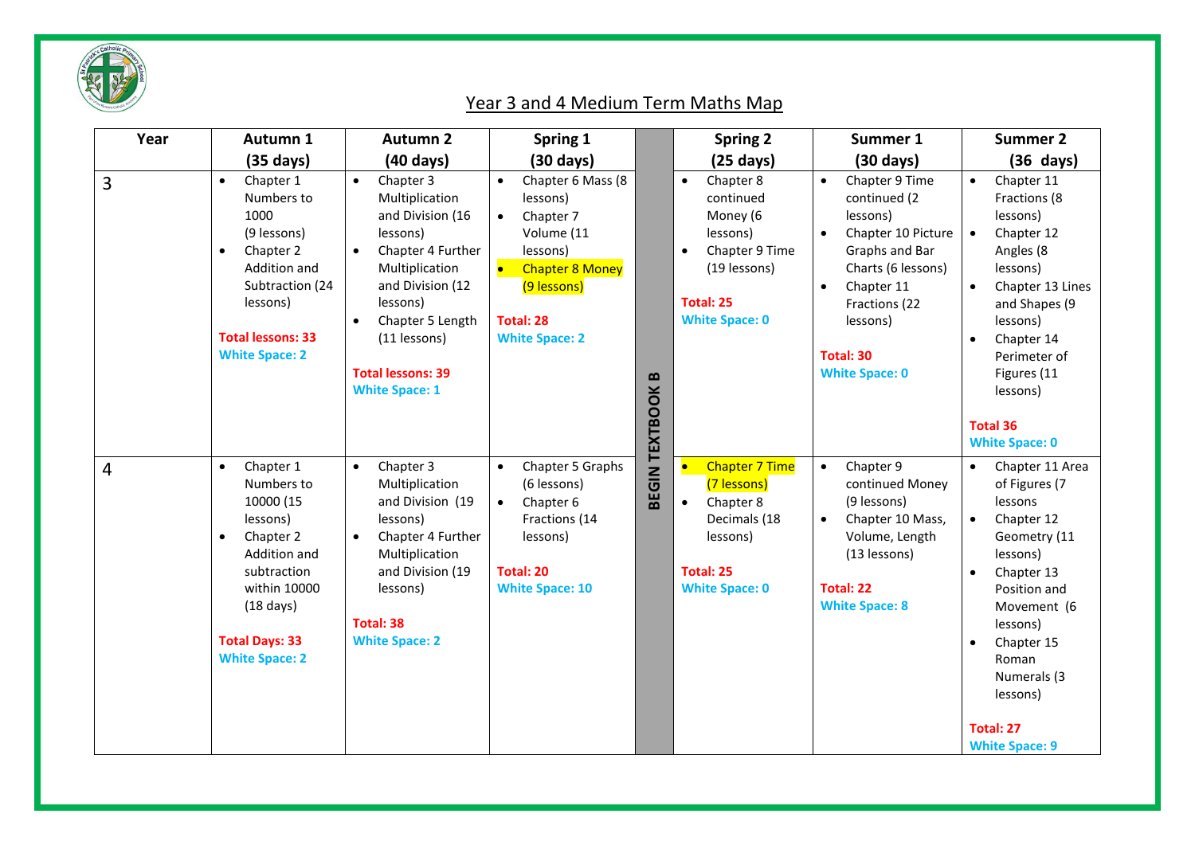# Year 3 and 4 Medium Term Maths Map

| Year | Autumn 1 (35 days) | Autumn 2 (40 days) | Spring 1 (30 days) | | Spring 2 (25 days) | Summer 1 (30 days) | Summer 2 (36 days) |
|---|---|---|---|---|---|---|---|
| 3 | • Chapter 1 Numbers to 1000 (9 lessons)<br>• Chapter 2 Addition and Subtraction (24 lessons)<br><br>**Total lessons: 33**<br>**White Space: 2** | • Chapter 3 Multiplication and Division (16 lessons)<br>• Chapter 4 Further Multiplication and Division (12 lessons)<br>• Chapter 5 Length (11 lessons)<br><br>**Total lessons: 39**<br>**White Space: 1** | • Chapter 6 Mass (8 lessons)<br>• Chapter 7 Volume (11 lessons)<br>• Chapter 8 Money (9 lessons)<br><br>**Total: 28**<br>**White Space: 2** | **BEGIN TEXTBOOK B** | • Chapter 8 continued Money (6 lessons)<br>• Chapter 9 Time (19 lessons)<br><br>**Total: 25**<br>**White Space: 0** | • Chapter 9 Time continued (2 lessons)<br>• Chapter 10 Picture Graphs and Bar Charts (6 lessons)<br>• Chapter 11 Fractions (22 lessons)<br><br>**Total: 30**<br>**White Space: 0** | • Chapter 11 Fractions (8 lessons)<br>• Chapter 12 Angles (8 lessons)<br>• Chapter 13 Lines and Shapes (9 lessons)<br>• Chapter 14 Perimeter of Figures (11 lessons)<br><br>**Total 36**<br>**White Space: 0** |
| 4 | • Chapter 1 Numbers to 10000 (15 lessons)<br>• Chapter 2 Addition and subtraction within 10000 (18 days)<br><br>**Total Days: 33**<br>**White Space: 2** | • Chapter 3 Multiplication and Division (19 lessons)<br>• Chapter 4 Further Multiplication and Division (19 lessons)<br><br>**Total: 38**<br>**White Space: 2** | • Chapter 5 Graphs (6 lessons)<br>• Chapter 6 Fractions (14 lessons)<br><br>**Total: 20**<br>**White Space: 10** | | • Chapter 7 Time (7 lessons)<br>• Chapter 8 Decimals (18 lessons)<br><br>**Total: 25**<br>**White Space: 0** | • Chapter 9 continued Money (9 lessons)<br>• Chapter 10 Mass, Volume, Length (13 lessons)<br><br>**Total: 22**<br>**White Space: 8** | • Chapter 11 Area of Figures (7 lessons<br>• Chapter 12 Geometry (11 lessons)<br>• Chapter 13 Position and Movement (6 lessons)<br>• Chapter 15 Roman Numerals (3 lessons)<br><br>**Total: 27**<br>**White Space: 9** |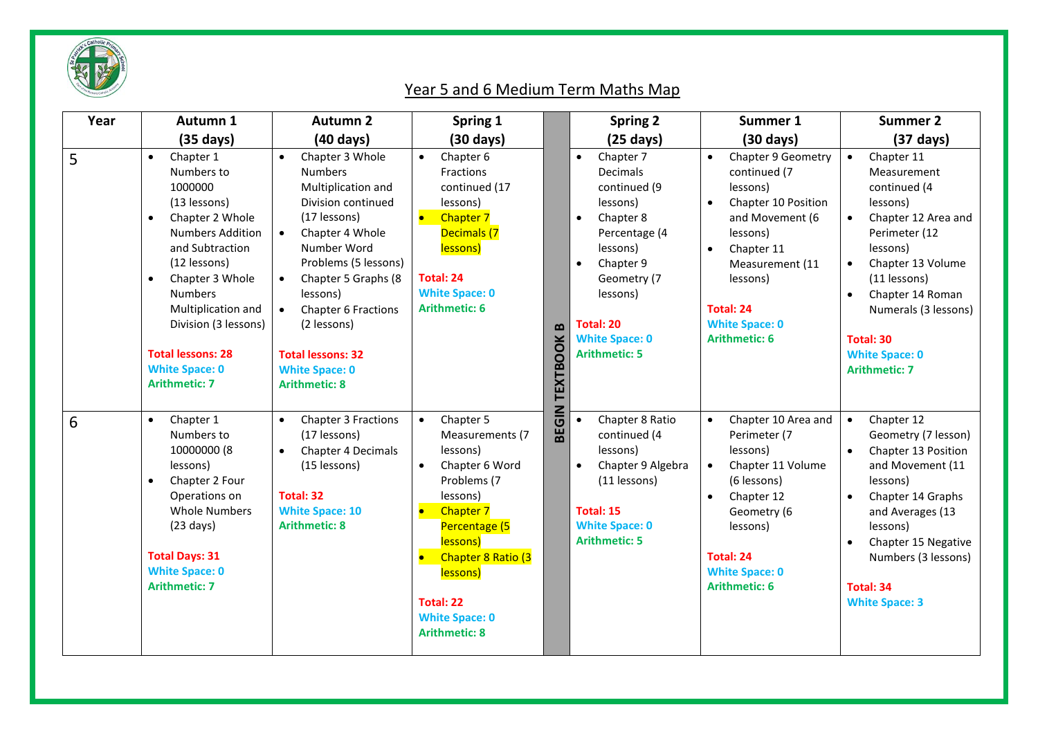# Year 5 and 6 Medium Term Maths Map

| Year | Autumn 1 (35 days) | Autumn 2 (40 days) | Spring 1 (30 days) | | Spring 2 (25 days) | Summer 1 (30 days) | Summer 2 (37 days) |
|---|---|---|---|---|---|---|---|
| 5 | • Chapter 1 Numbers to 1000000 (13 lessons)<br>• Chapter 2 Whole Numbers Addition and Subtraction (12 lessons)<br>• Chapter 3 Whole Numbers Multiplication and Division (3 lessons)<br><br>**Total lessons: 28**<br>**White Space: 0**<br>**Arithmetic: 7** | • Chapter 3 Whole Numbers Multiplication and Division continued (17 lessons)<br>• Chapter 4 Whole Number Word Problems (5 lessons)<br>• Chapter 5 Graphs (8 lessons)<br>• Chapter 6 Fractions (2 lessons)<br><br>**Total lessons: 32**<br>**White Space: 0**<br>**Arithmetic: 8** | • Chapter 6 Fractions continued (17 lessons)<br>• Chapter 7 Decimals (7 lessons)<br><br>**Total: 24**<br>**White Space: 0**<br>**Arithmetic: 6** | **BEGIN TEXTBOOK B** | • Chapter 7 Decimals continued (9 lessons)<br>• Chapter 8 Percentage (4 lessons)<br>• Chapter 9 Geometry (7 lessons)<br><br>**Total: 20**<br>**White Space: 0**<br>**Arithmetic: 5** | • Chapter 9 Geometry continued (7 lessons)<br>• Chapter 10 Position and Movement (6 lessons)<br>• Chapter 11 Measurement (11 lessons)<br><br>**Total: 24**<br>**White Space: 0**<br>**Arithmetic: 6** | • Chapter 11 Measurement continued (4 lessons)<br>• Chapter 12 Area and Perimeter (12 lessons)<br>• Chapter 13 Volume (11 lessons)<br>• Chapter 14 Roman Numerals (3 lessons)<br><br>**Total: 30**<br>**White Space: 0**<br>**Arithmetic: 7** |
| 6 | • Chapter 1 Numbers to 10000000 (8 lessons)<br>• Chapter 2 Four Operations on Whole Numbers (23 days)<br><br>**Total Days: 31**<br>**White Space: 0**<br>**Arithmetic: 7** | • Chapter 3 Fractions (17 lessons)<br>• Chapter 4 Decimals (15 lessons)<br><br>**Total: 32**<br>**White Space: 10**<br>**Arithmetic: 8** | • Chapter 5 Measurements (7 lessons)<br>• Chapter 6 Word Problems (7 lessons)<br>• Chapter 7 Percentage (5 lessons)<br>• Chapter 8 Ratio (3 lessons)<br><br>**Total: 22**<br>**White Space: 0**<br>**Arithmetic: 8** | | • Chapter 8 Ratio continued (4 lessons)<br>• Chapter 9 Algebra (11 lessons)<br><br>**Total: 15**<br>**White Space: 0**<br>**Arithmetic: 5** | • Chapter 10 Area and Perimeter (7 lessons)<br>• Chapter 11 Volume (6 lessons)<br>• Chapter 12 Geometry (6 lessons)<br><br>**Total: 24**<br>**White Space: 0**<br>**Arithmetic: 6** | • Chapter 12 Geometry (7 lesson)<br>• Chapter 13 Position and Movement (11 lessons)<br>• Chapter 14 Graphs and Averages (13 lessons)<br>• Chapter 15 Negative Numbers (3 lessons)<br><br>**Total: 34**<br>**White Space: 3** |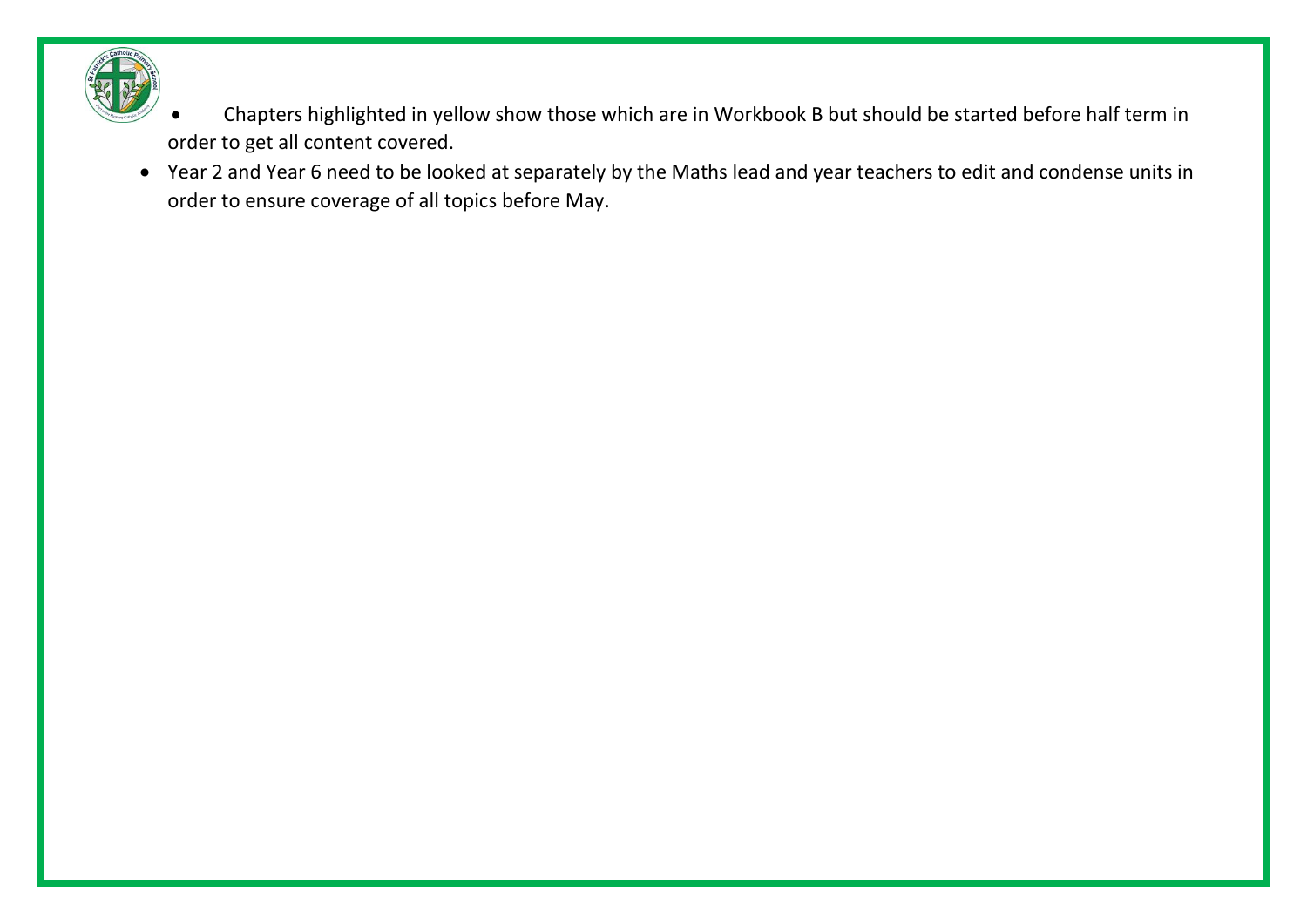- Chapters highlighted in yellow show those which are in Workbook B but should be started before half term in order to get all content covered.
- Year 2 and Year 6 need to be looked at separately by the Maths lead and year teachers to edit and condense units in order to ensure coverage of all topics before May.